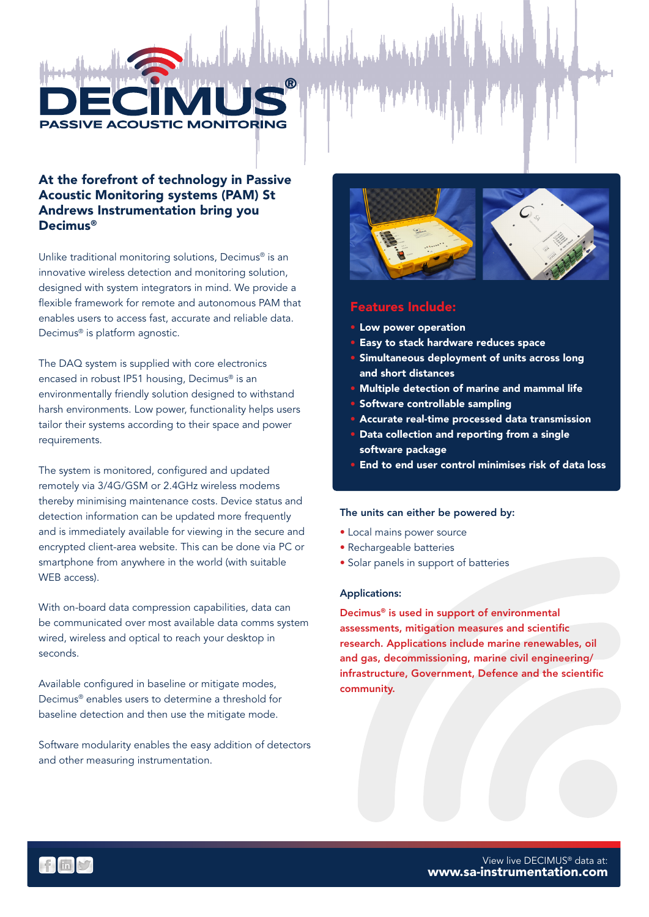# DECIMUS®

## PASSIVE ACOUSTIC MONITORING

### At the forefront of technology in Passive Acoustic Monitoring systems (PAM) St Andrews Instrumentation bring you Decimus®

Unlike traditional monitoring solutions, Decimus® is an innovative wireless detection and monitoring solution, designed with system integrators in mind. We provide a flexible framework for remote and autonomous PAM that enables users to access fast, accurate and reliable data. Decimus® is platform agnostic.

The DAQ system is supplied with core electronics encased in robust IP51 housing, Decimus® is an environmentally friendly solution designed to withstand harsh environments. Low power, functionality helps users tailor their systems according to their space and power requirements.

The system is monitored, configured and updated remotely via 3/4G/GSM or 2.4GHz wireless modems thereby minimising maintenance costs. Device status and detection information can be updated more frequently and is immediately available for viewing in the secure and encrypted client-area website. This can be done via PC or smartphone from anywhere in the world (with suitable WEB access).

With on-board data compression capabilities, data can be communicated over most available data comms system wired, wireless and optical to reach your desktop in seconds.

Available configured in baseline or mitigate modes, Decimus® enables users to determine a threshold for baseline detection and then use the mitigate mode.

Software modularity enables the easy addition of detectors and other measuring instrumentation.

### Features Include:

- **Low power operation**
- **Easy to stack hardware reduces space**
- **Simultaneous deployment of units across long and short distances**
- **Multiple detection of marine and mammal life**
- **Software controllable sampling**
- **Accurate real-time processed data transmission**
- **Data collection and reporting from a single software package**
- **End to end user control minimises risk of data loss**

**The units can either be powered by:**

- Local mains power source
- Rechargeable batteries
- Solar panels in support of batteries

**Applications:**

Decimus® is used in support of environmental assessments, mitigation measures and scientific research. Applications include marine renewables, oil and gas, decommissioning, marine civil engineering/ infrastructure, Government, Defence and the scientific community.

View live DECIMUS® data at:
**www.sa-instrumentation.com**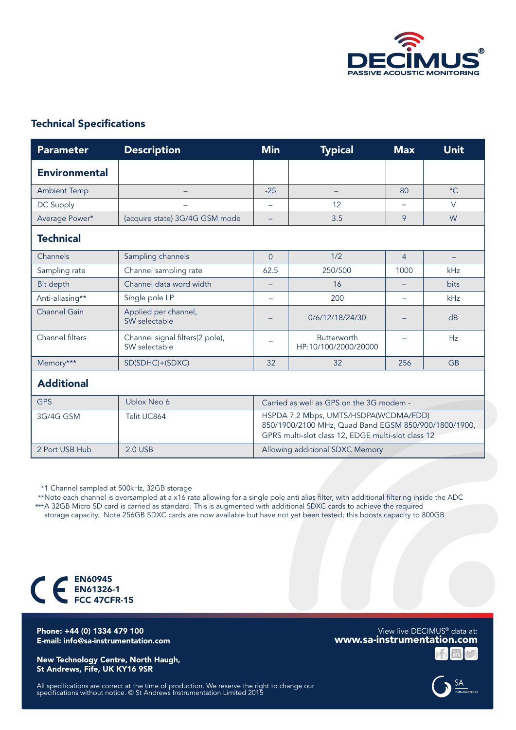DECIMUS®
PASSIVE ACOUSTIC MONITORING

## Technical Specifications

| Parameter | Description | Min | Typical | Max | Unit |
|---|---|---|---|---|---|
| **Environmental** | | | | | |
| Ambient Temp | – | -25 | – | 80 | °C |
| DC Supply | – | – | 12 | – | V |
| Average Power* | (acquire state) 3G/4G GSM mode | – | 3.5 | 9 | W |
| **Technical** | | | | | |
| Channels | Sampling channels | 0 | 1/2 | 4 | – |
| Sampling rate | Channel sampling rate | 62.5 | 250/500 | 1000 | kHz |
| Bit depth | Channel data word width | – | 16 | – | bits |
| Anti-aliasing** | Single pole LP | – | 200 | – | kHz |
| Channel Gain | Applied per channel, SW selectable | – | 0/6/12/18/24/30 | – | dB |
| Channel filters | Channel signal filters(2 pole), SW selectable | – | Butterworth HP:10/100/2000/20000 | – | Hz |
| Memory*** | SD(SDHC)+(SDXC) | 32 | 32 | 256 | GB |
| **Additional** | | | | | |
| GPS | Ublox Neo 6 | Carried as well as GPS on the 3G modem - | | | |
| 3G/4G GSM | Telit UC864 | HSPDA 7.2 Mbps, UMTS/HSDPA(WCDMA/FDD) 850/1900/2100 MHz, Quad Band EGSM 850/900/1800/1900, GPRS multi-slot class 12, EDGE multi-slot class 12 | | | |
| 2 Port USB Hub | 2.0 USB | Allowing additional SDXC Memory | | | |

*1 Channel sampled at 500kHz, 32GB storage
**Note each channel is oversampled at a x16 rate allowing for a single pole anti alias filter, with additional filtering inside the ADC
***A 32GB Micro SD card is carried as standard. This is augmented with additional SDXC cards to achieve the required storage capacity. Note 256GB SDXC cards are now available but have not yet been tested; this boosts capacity to 800GB

CE
**EN60945**
**EN61326-1**
**FCC 47CFR-15**

**Phone: +44 (0) 1334 479 100**
**E-mail: info@sa-instrumentation.com**

**New Technology Centre, North Haugh,**
**St Andrews, Fife, UK KY16 9SR**

All specifications are correct at the time of production. We reserve the right to change our specifications without notice. © St Andrews Instrumentation Limited 2015

View live DECIMUS® data at:
**www.sa-instrumentation.com**

SA instrumentation